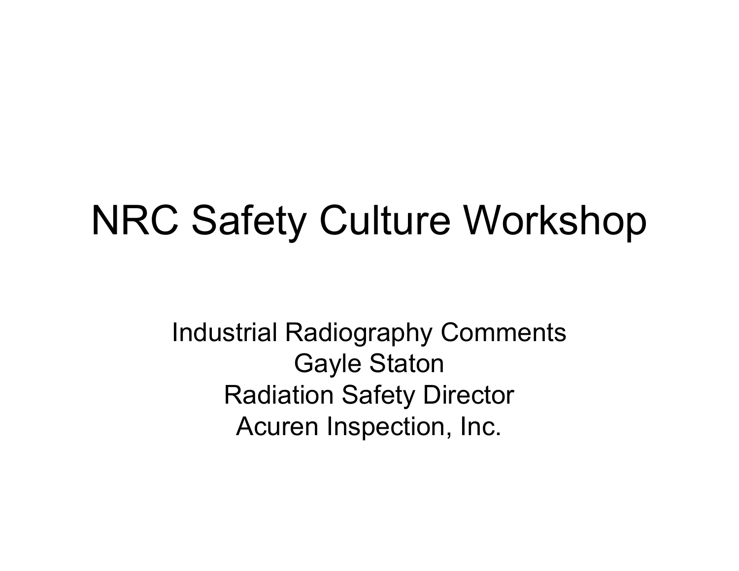# NRC Safety Culture Workshop

Industrial Radiography Comments
Gayle Staton
Radiation Safety Director
Acuren Inspection, Inc.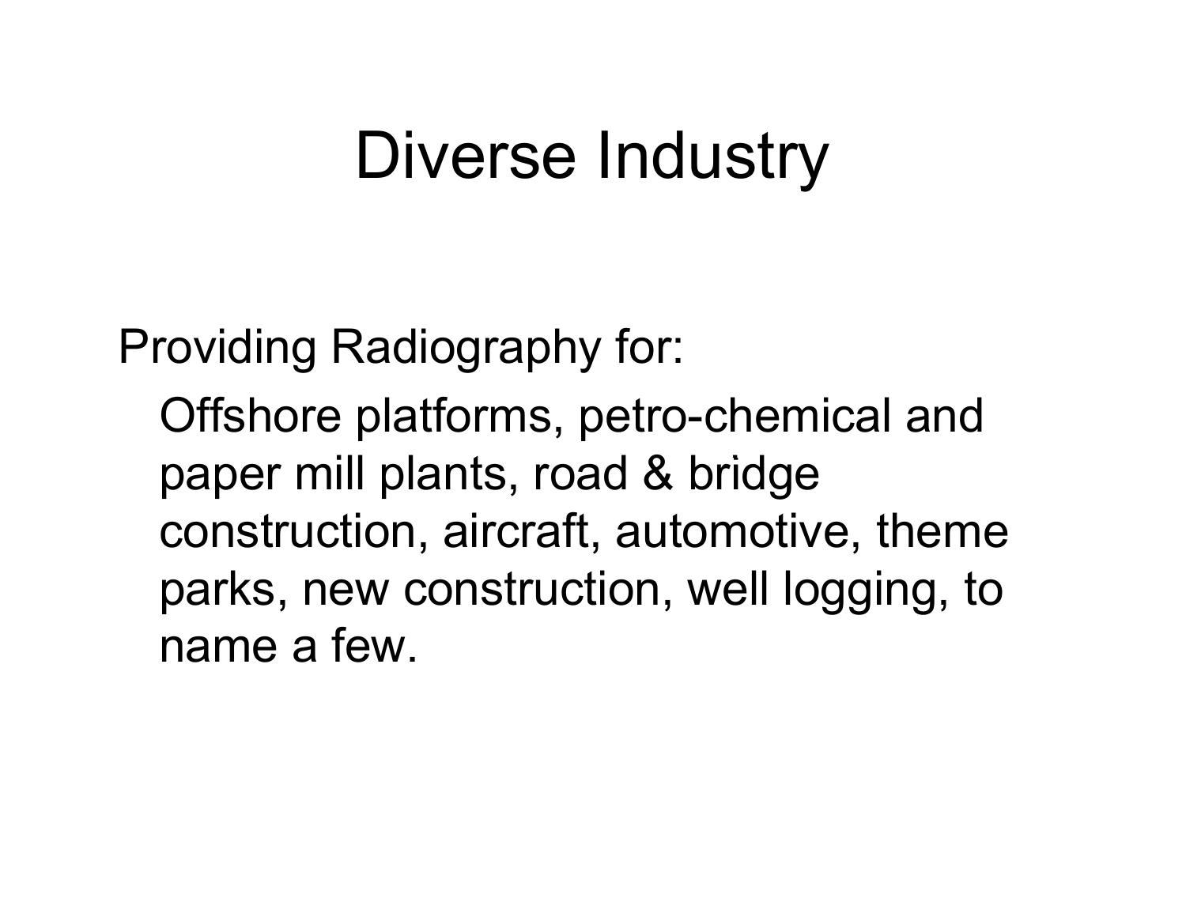# Diverse Industry

Providing Radiography for:

Offshore platforms, petro-chemical and paper mill plants, road & bridge construction, aircraft, automotive, theme parks, new construction, well logging, to name a few.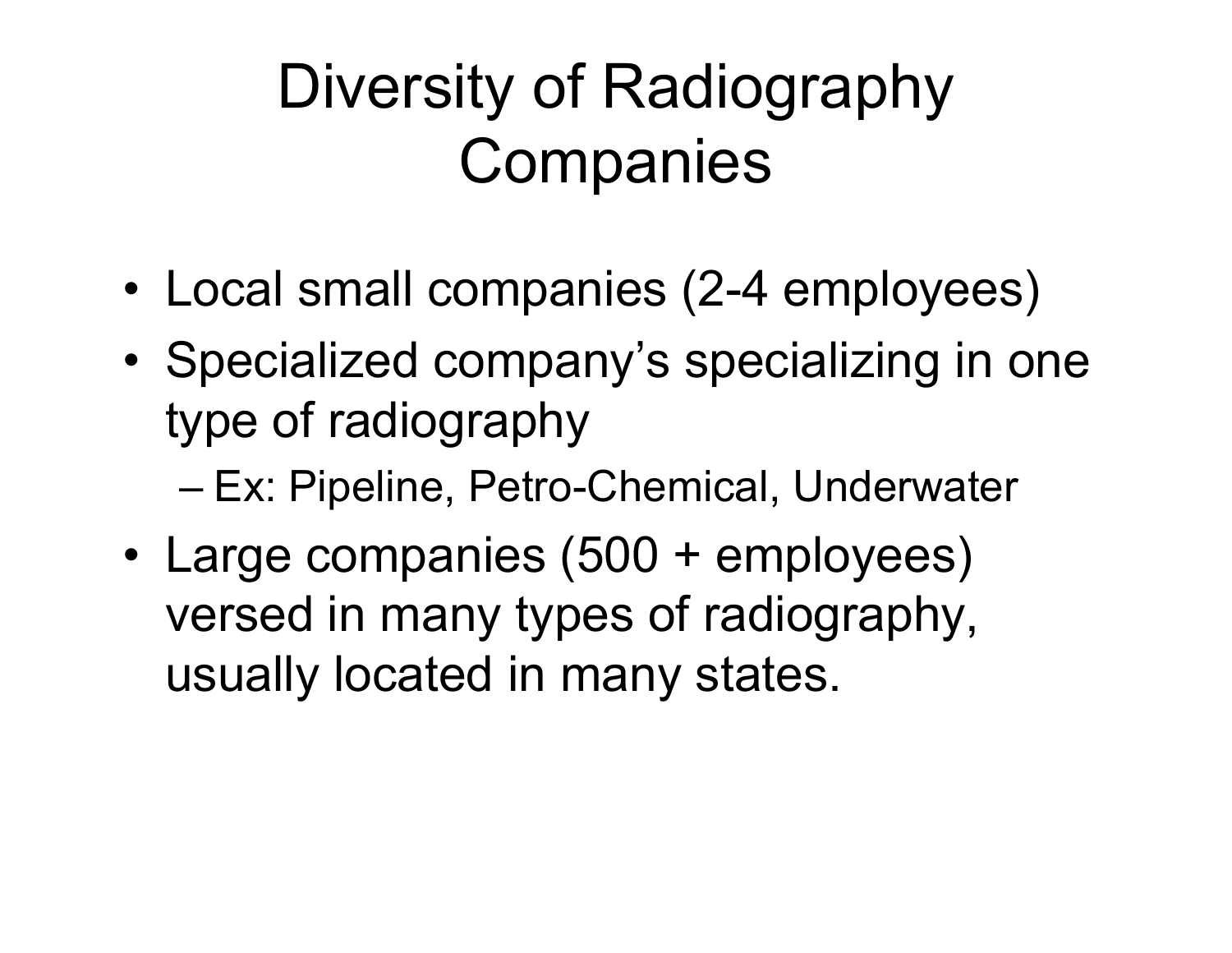# Diversity of Radiography Companies

- Local small companies (2-4 employees)
- Specialized company's specializing in one type of radiography
  - Ex: Pipeline, Petro-Chemical, Underwater
- Large companies (500 + employees) versed in many types of radiography, usually located in many states.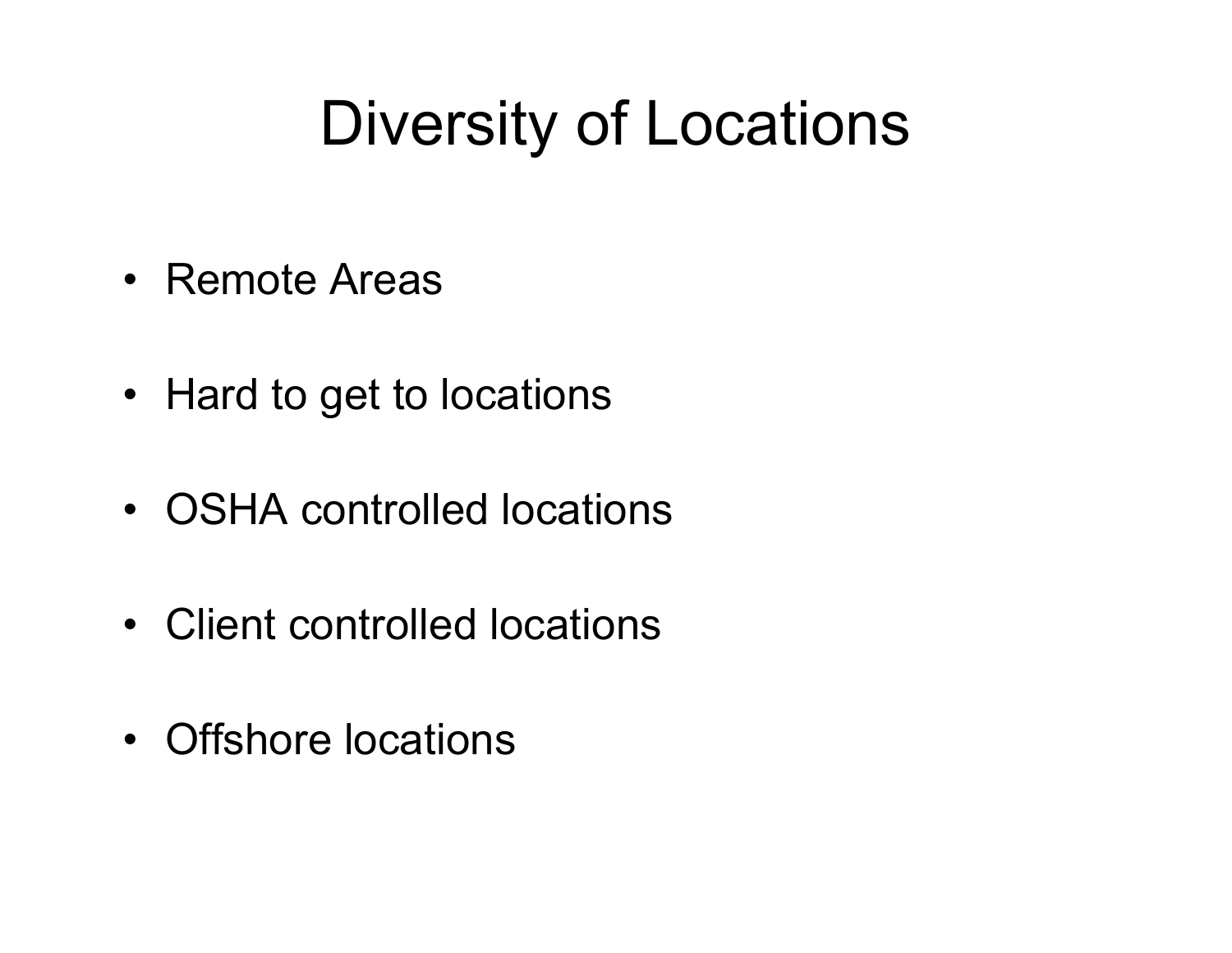# Diversity of Locations

- Remote Areas
- Hard to get to locations
- OSHA controlled locations
- Client controlled locations
- Offshore locations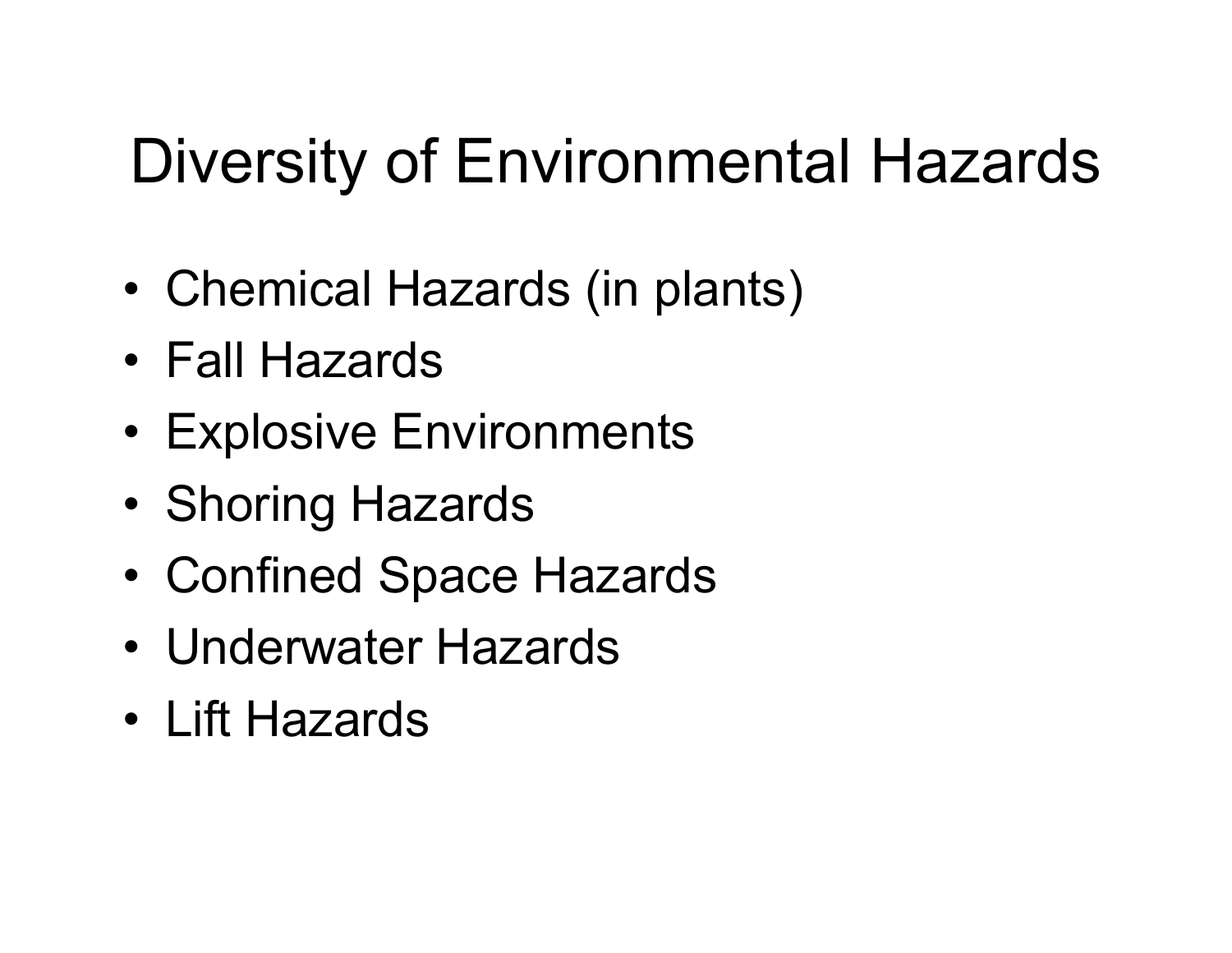# Diversity of Environmental Hazards

- Chemical Hazards (in plants)
- Fall Hazards
- Explosive Environments
- Shoring Hazards
- Confined Space Hazards
- Underwater Hazards
- Lift Hazards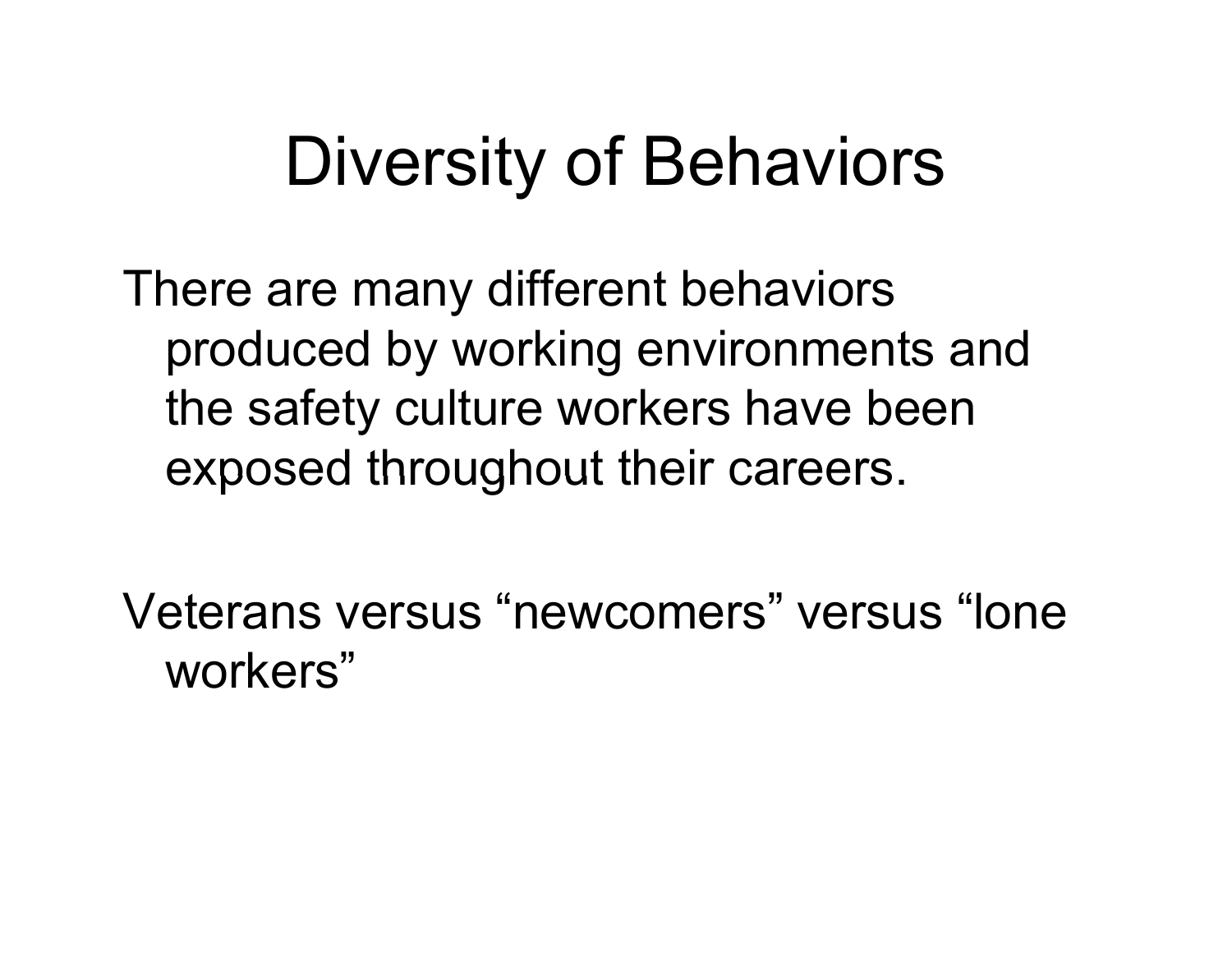# Diversity of Behaviors

There are many different behaviors produced by working environments and the safety culture workers have been exposed throughout their careers.

Veterans versus “newcomers” versus “lone workers”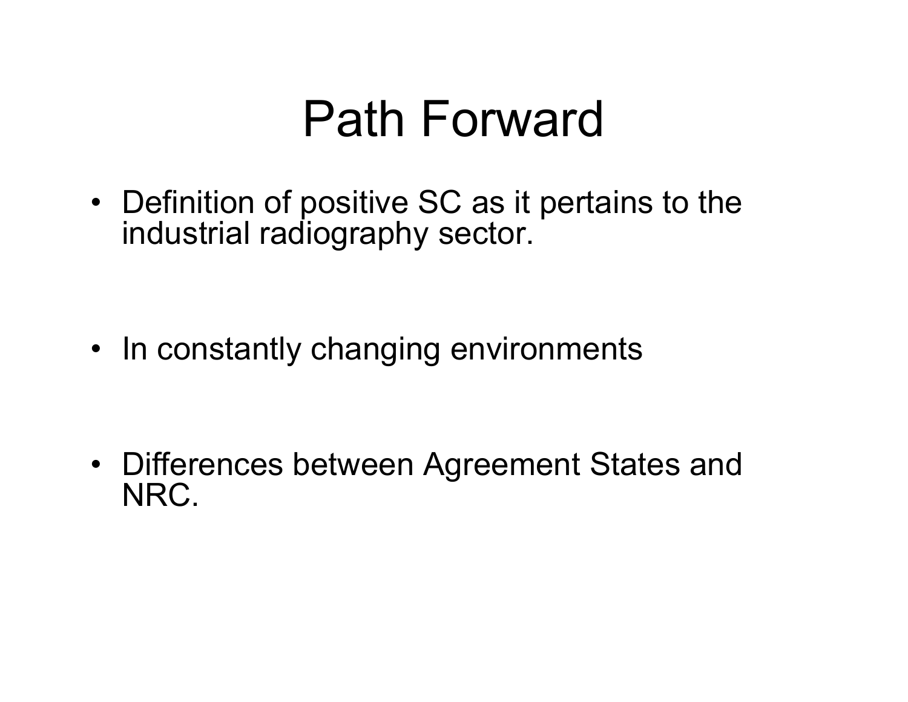# Path Forward

- Definition of positive SC as it pertains to the industrial radiography sector.
- In constantly changing environments
- Differences between Agreement States and NRC.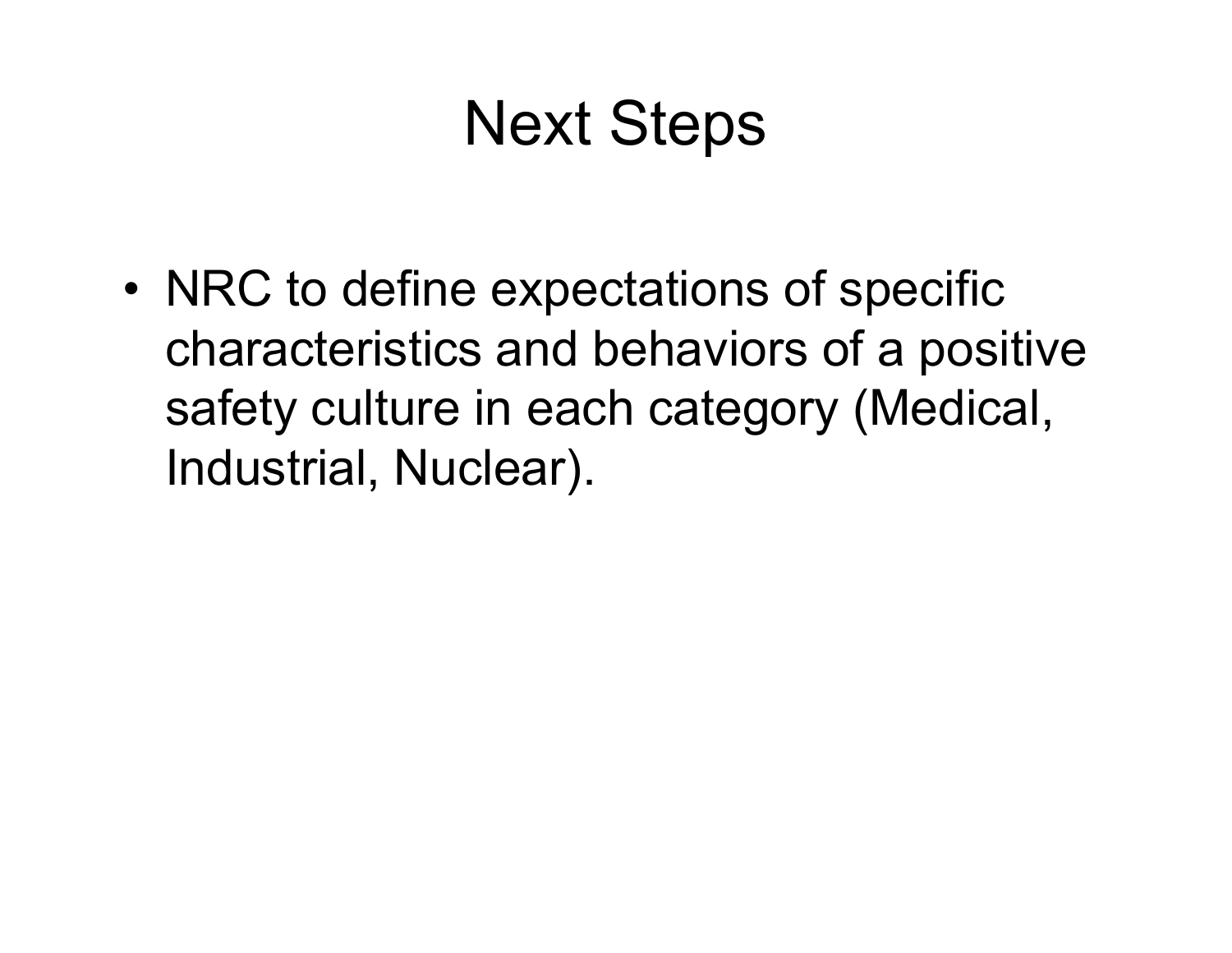# Next Steps

- NRC to define expectations of specific characteristics and behaviors of a positive safety culture in each category (Medical, Industrial, Nuclear).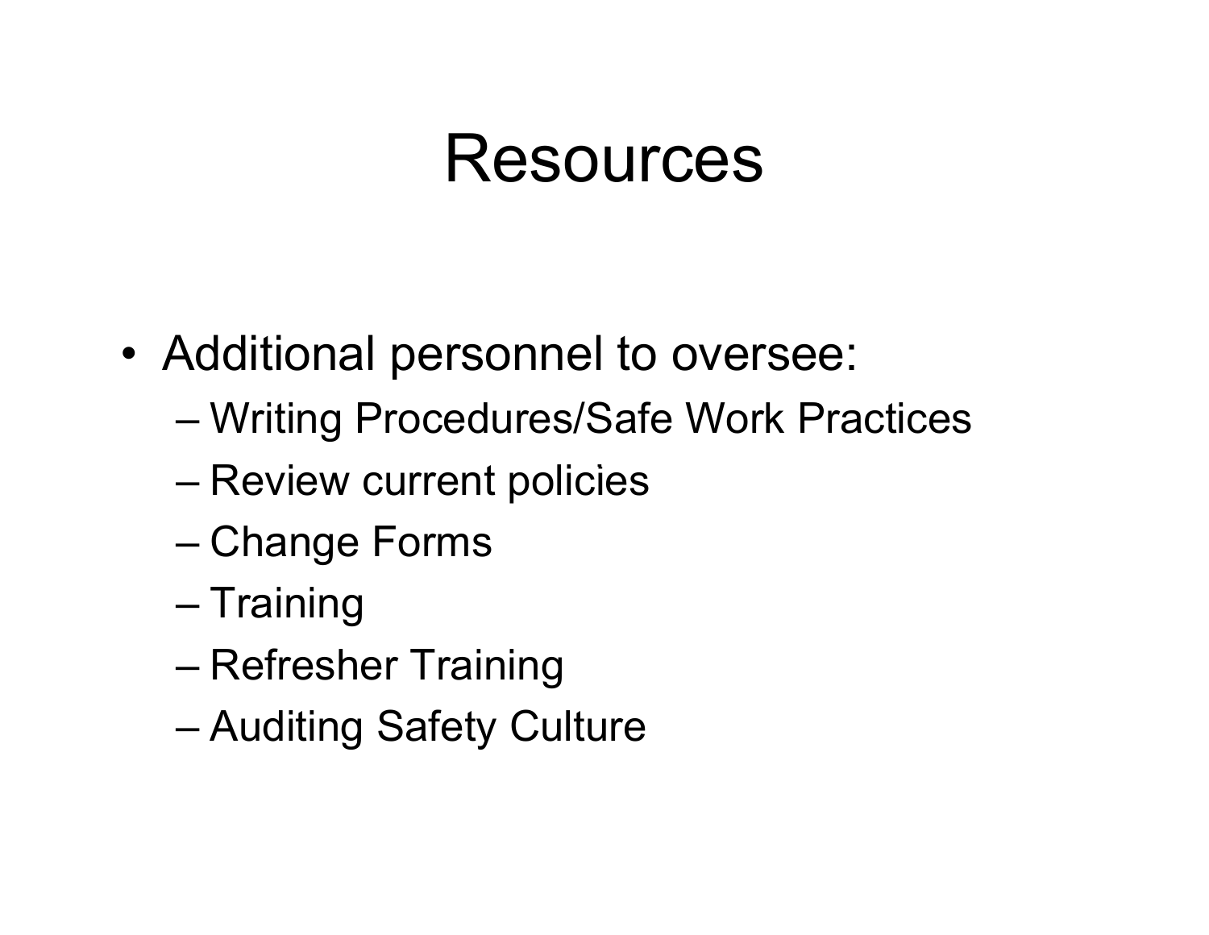# Resources

- Additional personnel to oversee:
  - Writing Procedures/Safe Work Practices
  - Review current policies
  - Change Forms
  - Training
  - Refresher Training
  - Auditing Safety Culture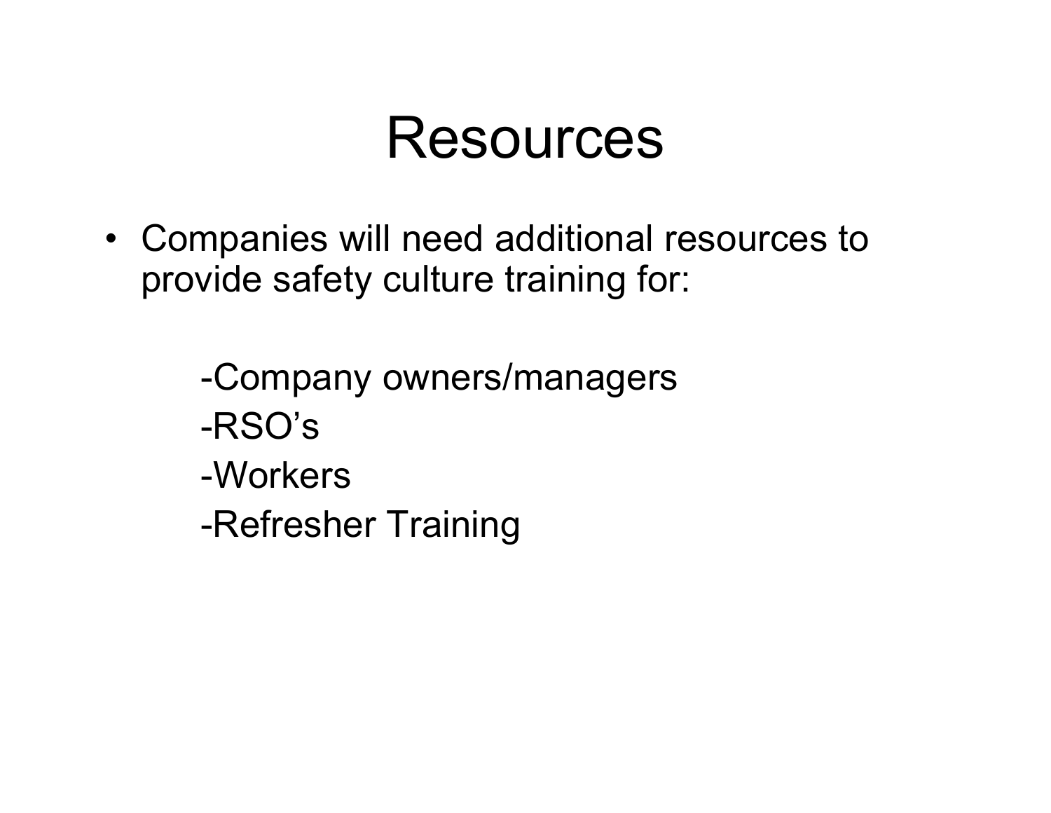# Resources

- Companies will need additional resources to provide safety culture training for:

  - Company owners/managers
  - RSO's
  - Workers
  - Refresher Training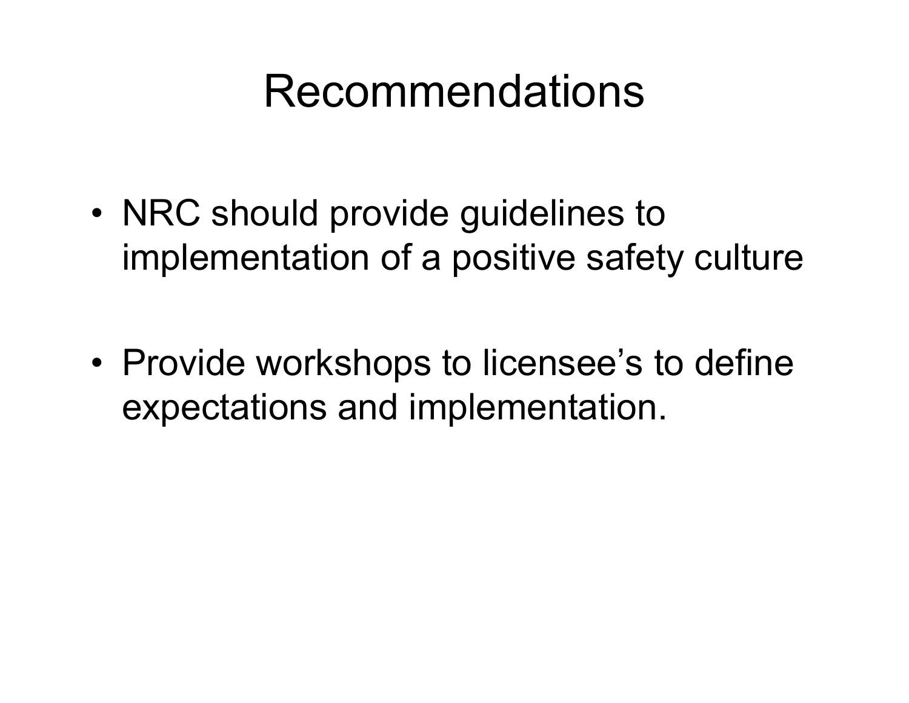# Recommendations

- NRC should provide guidelines to implementation of a positive safety culture
- Provide workshops to licensee’s to define expectations and implementation.